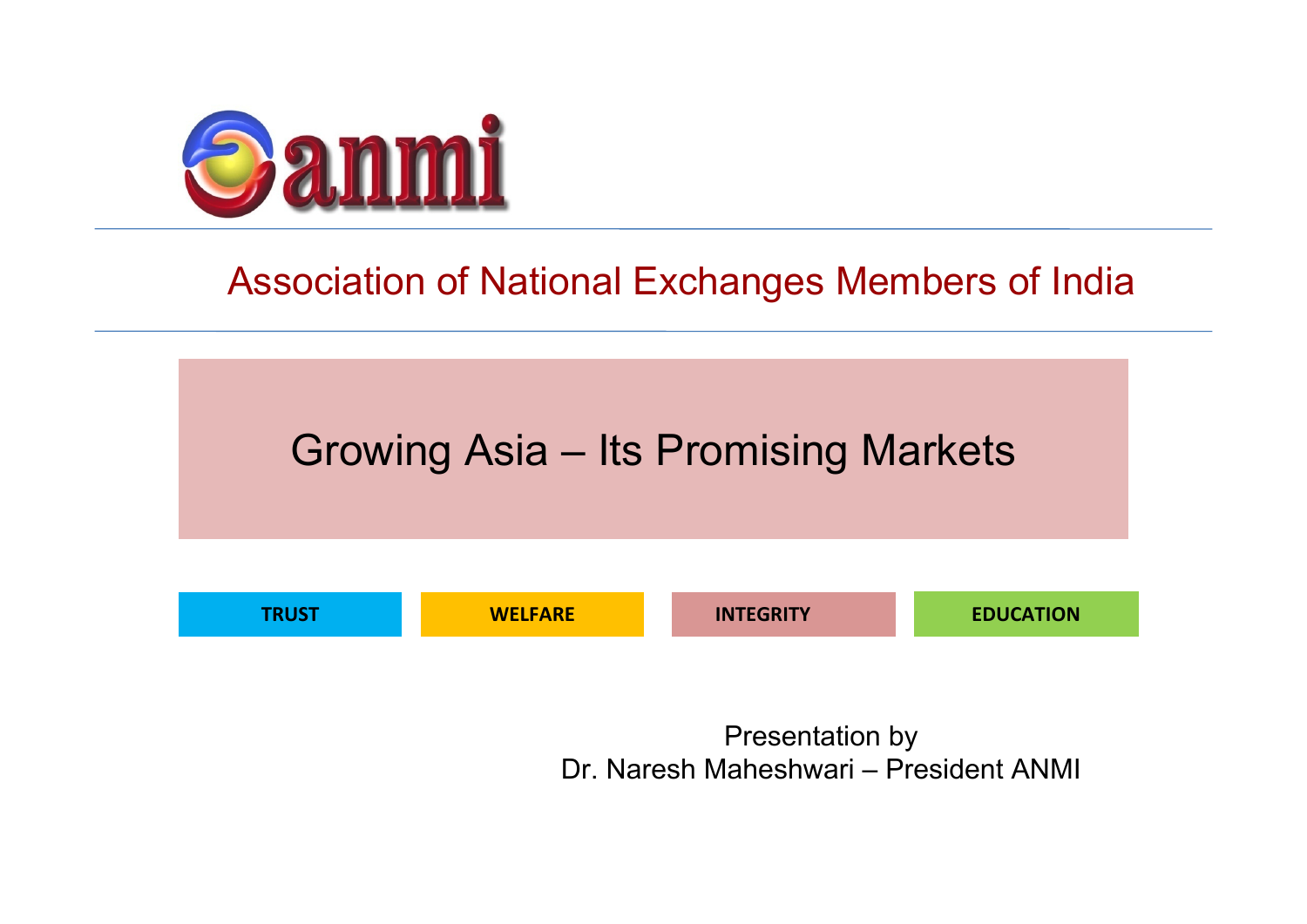anmi

## Association of National Exchanges Members of India

# Growing Asia – Its Promising Markets

**TRUST** | **WELFARE** | **INTEGRITY** | **EDUCATION**

Presentation by
Dr. Naresh Maheshwari – President ANMI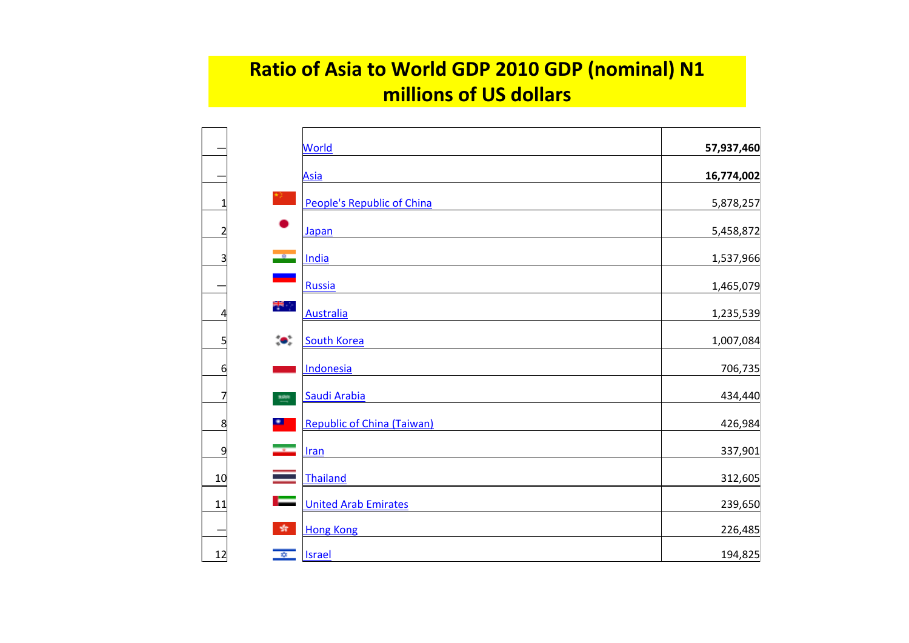# Ratio of Asia to World GDP 2010 GDP (nominal) N1 millions of US dollars

| Rank | Country | GDP |
|---|---|---|
| — | World | **57,937,460** |
| — | Asia | **16,774,002** |
| 1 | People's Republic of China | 5,878,257 |
| 2 | Japan | 5,458,872 |
| 3 | India | 1,537,966 |
| — | Russia | 1,465,079 |
| 4 | Australia | 1,235,539 |
| 5 | South Korea | 1,007,084 |
| 6 | Indonesia | 706,735 |
| 7 | Saudi Arabia | 434,440 |
| 8 | Republic of China (Taiwan) | 426,984 |
| 9 | Iran | 337,901 |
| 10 | Thailand | 312,605 |
| 11 | United Arab Emirates | 239,650 |
| — | Hong Kong | 226,485 |
| 12 | Israel | 194,825 |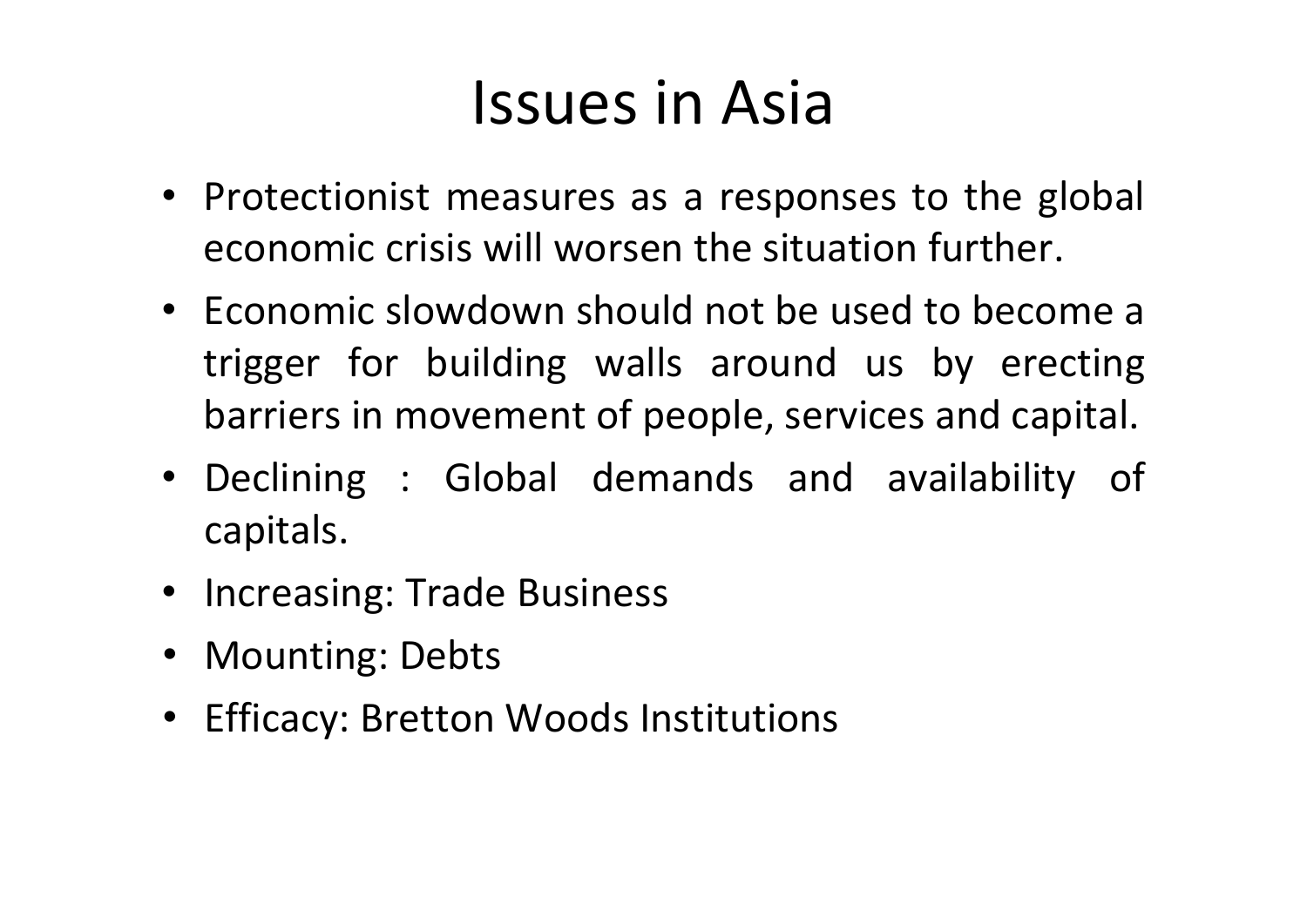# Issues in Asia

- Protectionist measures as a responses to the global economic crisis will worsen the situation further.
- Economic slowdown should not be used to become a trigger for building walls around us by erecting barriers in movement of people, services and capital.
- Declining : Global demands and availability of capitals.
- Increasing: Trade Business
- Mounting: Debts
- Efficacy: Bretton Woods Institutions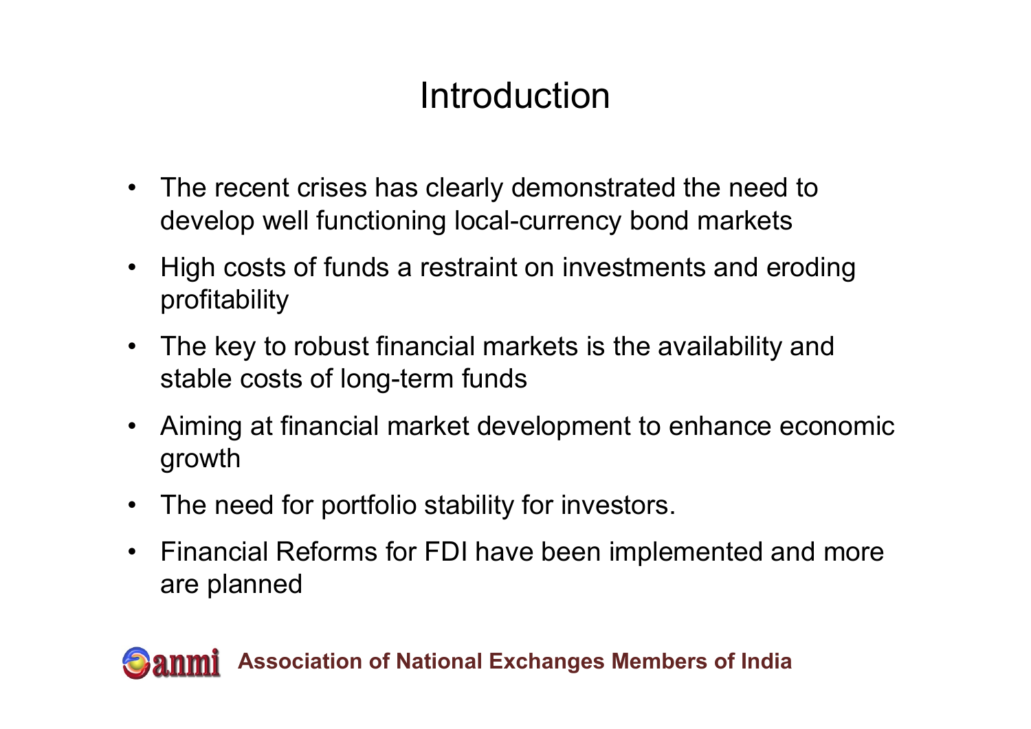# Introduction

- The recent crises has clearly demonstrated the need to develop well functioning local-currency bond markets
- High costs of funds a restraint on investments and eroding profitability
- The key to robust financial markets is the availability and stable costs of long-term funds
- Aiming at financial market development to enhance economic growth
- The need for portfolio stability for investors.
- Financial Reforms for FDI have been implemented and more are planned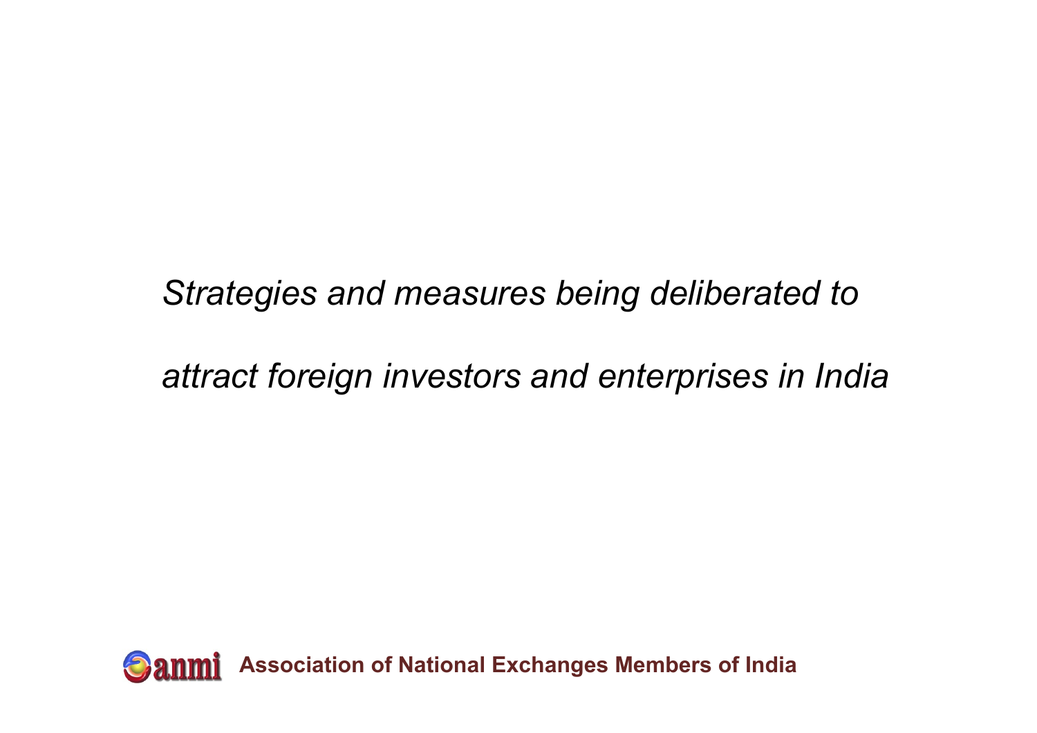*Strategies and measures being deliberated to attract foreign investors and enterprises in India*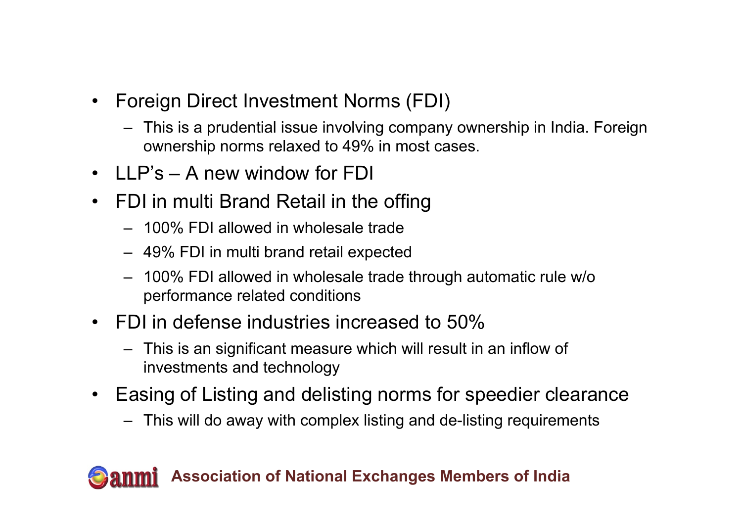- Foreign Direct Investment Norms (FDI)
  - This is a prudential issue involving company ownership in India. Foreign ownership norms relaxed to 49% in most cases.
- LLP's – A new window for FDI
- FDI in multi Brand Retail in the offing
  - 100% FDI allowed in wholesale trade
  - 49% FDI in multi brand retail expected
  - 100% FDI allowed in wholesale trade through automatic rule w/o performance related conditions
- FDI in defense industries increased to 50%
  - This is an significant measure which will result in an inflow of investments and technology
- Easing of Listing and delisting norms for speedier clearance
  - This will do away with complex listing and de-listing requirements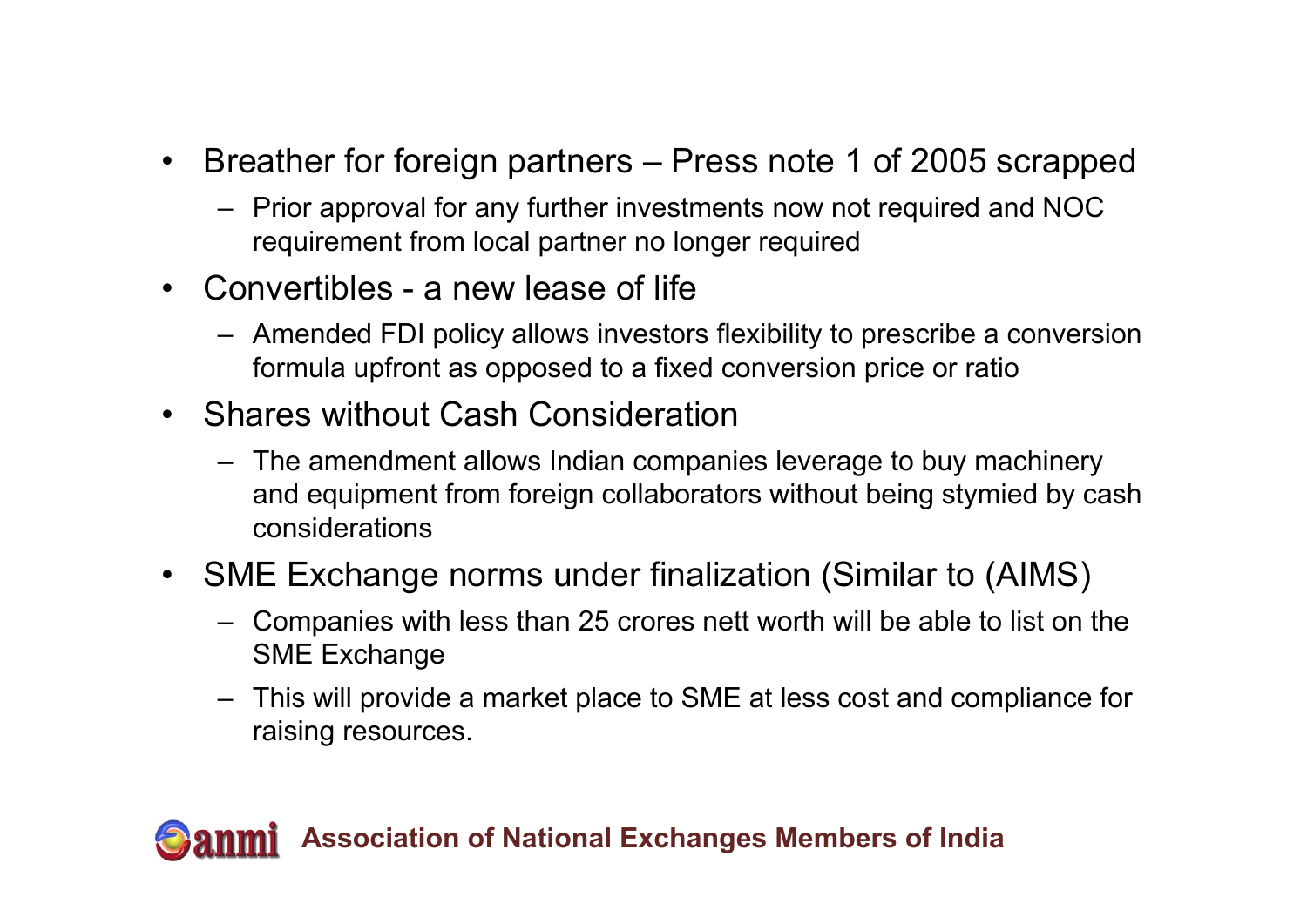- Breather for foreign partners – Press note 1 of 2005 scrapped
  - Prior approval for any further investments now not required and NOC requirement from local partner no longer required
- Convertibles - a new lease of life
  - Amended FDI policy allows investors flexibility to prescribe a conversion formula upfront as opposed to a fixed conversion price or ratio
- Shares without Cash Consideration
  - The amendment allows Indian companies leverage to buy machinery and equipment from foreign collaborators without being stymied by cash considerations
- SME Exchange norms under finalization (Similar to (AIMS)
  - Companies with less than 25 crores nett worth will be able to list on the SME Exchange
  - This will provide a market place to SME at less cost and compliance for raising resources.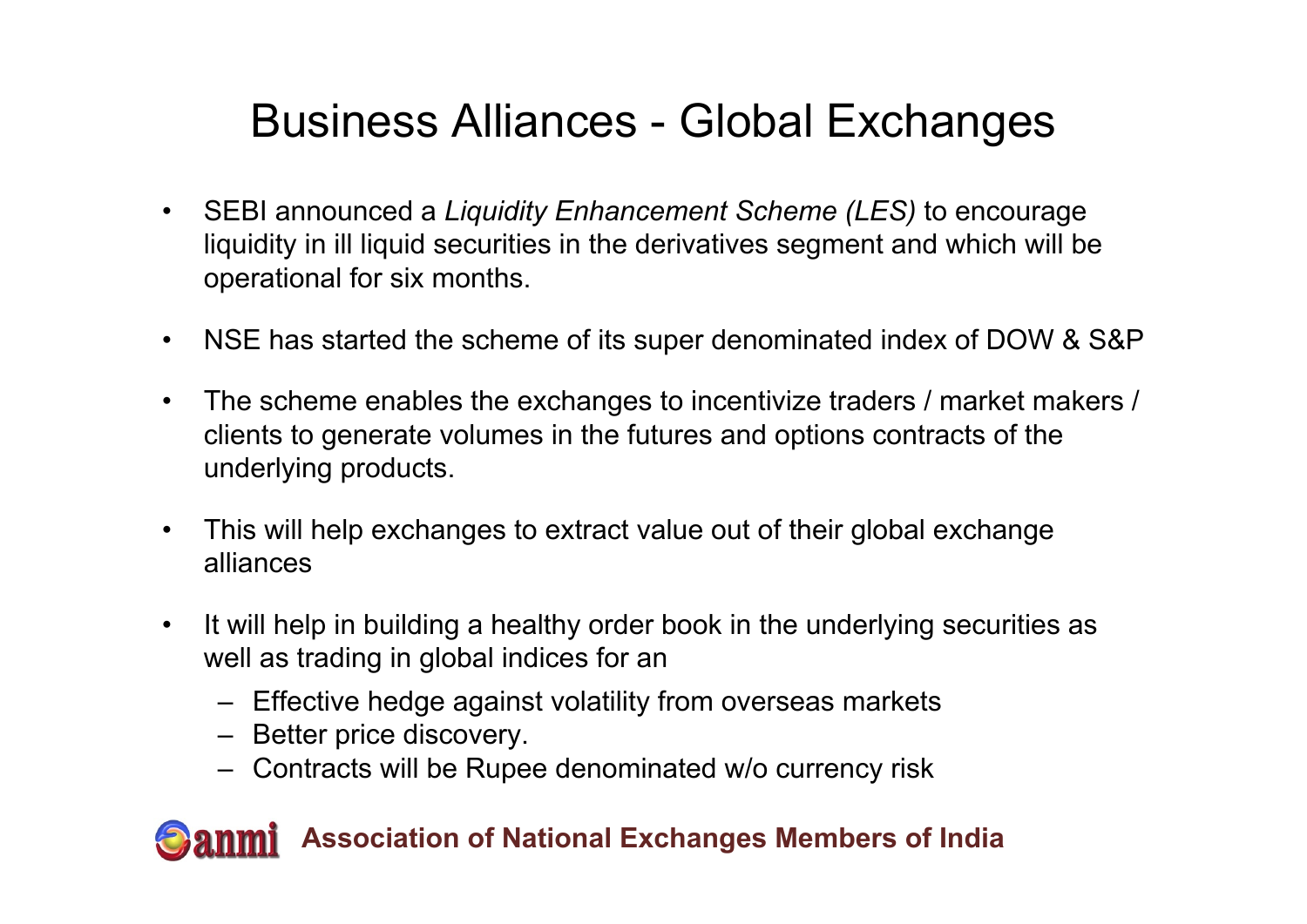# Business Alliances - Global Exchanges

- SEBI announced a *Liquidity Enhancement Scheme (LES)* to encourage liquidity in ill liquid securities in the derivatives segment and which will be operational for six months.
- NSE has started the scheme of its super denominated index of DOW & S&P
- The scheme enables the exchanges to incentivize traders / market makers / clients to generate volumes in the futures and options contracts of the underlying products.
- This will help exchanges to extract value out of their global exchange alliances
- It will help in building a healthy order book in the underlying securities as well as trading in global indices for an
  - Effective hedge against volatility from overseas markets
  - Better price discovery.
  - Contracts will be Rupee denominated w/o currency risk

**Association of National Exchanges Members of India**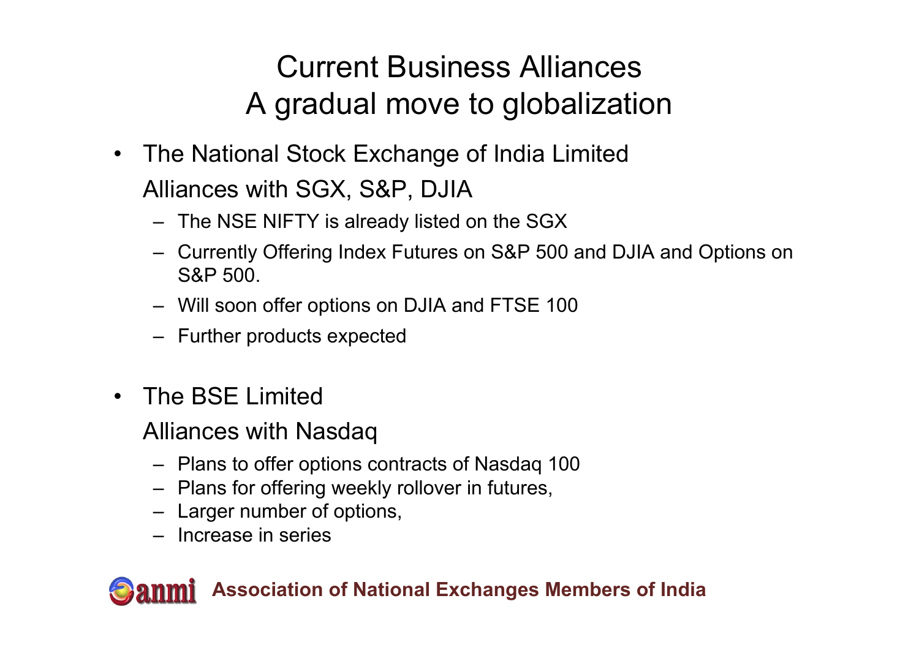# Current Business Alliances
# A gradual move to globalization

- The National Stock Exchange of India Limited

  Alliances with SGX, S&P, DJIA

  - The NSE NIFTY is already listed on the SGX
  - Currently Offering Index Futures on S&P 500 and DJIA and Options on S&P 500.
  - Will soon offer options on DJIA and FTSE 100
  - Further products expected

- The BSE Limited

  Alliances with Nasdaq

  - Plans to offer options contracts of Nasdaq 100
  - Plans for offering weekly rollover in futures,
  - Larger number of options,
  - Increase in series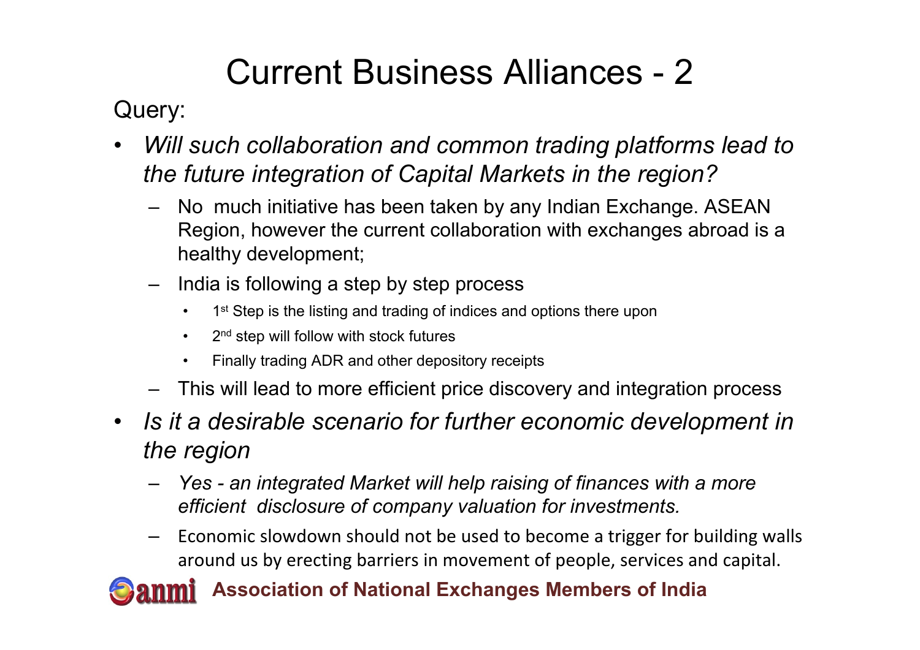# Current Business Alliances - 2

Query:

- *Will such collaboration and common trading platforms lead to the future integration of Capital Markets in the region?*
  - No much initiative has been taken by any Indian Exchange. ASEAN Region, however the current collaboration with exchanges abroad is a healthy development;
  - India is following a step by step process
    - 1st Step is the listing and trading of indices and options there upon
    - 2nd step will follow with stock futures
    - Finally trading ADR and other depository receipts
  - This will lead to more efficient price discovery and integration process
- *Is it a desirable scenario for further economic development in the region*
  - *Yes - an integrated Market will help raising of finances with a more efficient disclosure of company valuation for investments.*
  - Economic slowdown should not be used to become a trigger for building walls around us by erecting barriers in movement of people, services and capital.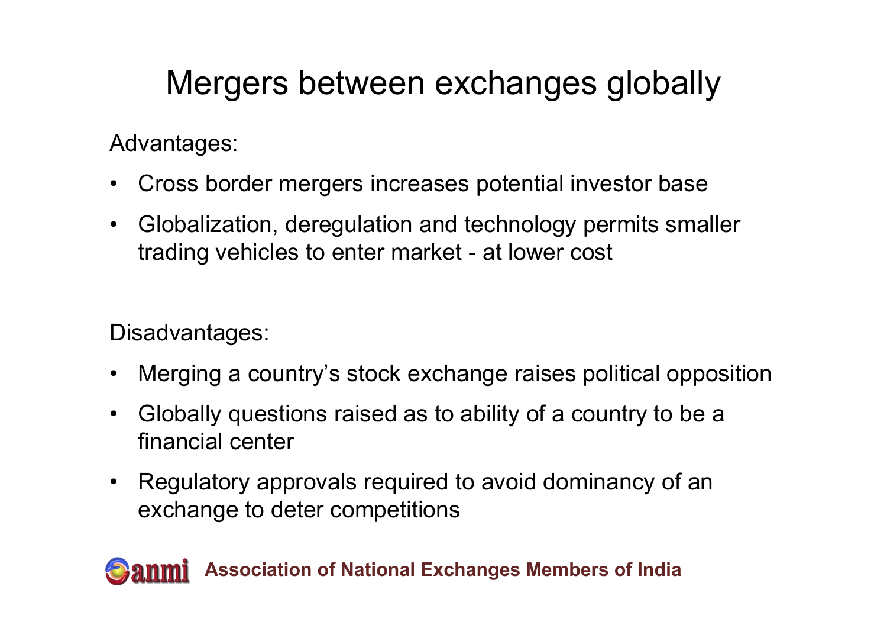# Mergers between exchanges globally

Advantages:

- Cross border mergers increases potential investor base
- Globalization, deregulation and technology permits smaller trading vehicles to enter market - at lower cost

Disadvantages:

- Merging a country's stock exchange raises political opposition
- Globally questions raised as to ability of a country to be a financial center
- Regulatory approvals required to avoid dominancy of an exchange to deter competitions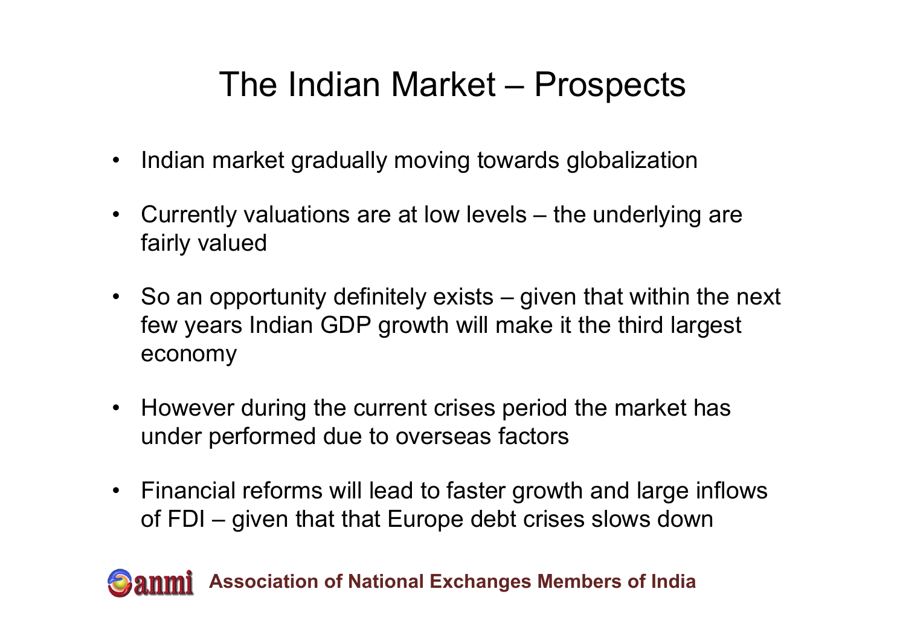# The Indian Market – Prospects

- Indian market gradually moving towards globalization
- Currently valuations are at low levels – the underlying are fairly valued
- So an opportunity definitely exists – given that within the next few years Indian GDP growth will make it the third largest economy
- However during the current crises period the market has under performed due to overseas factors
- Financial reforms will lead to faster growth and large inflows of FDI – given that that Europe debt crises slows down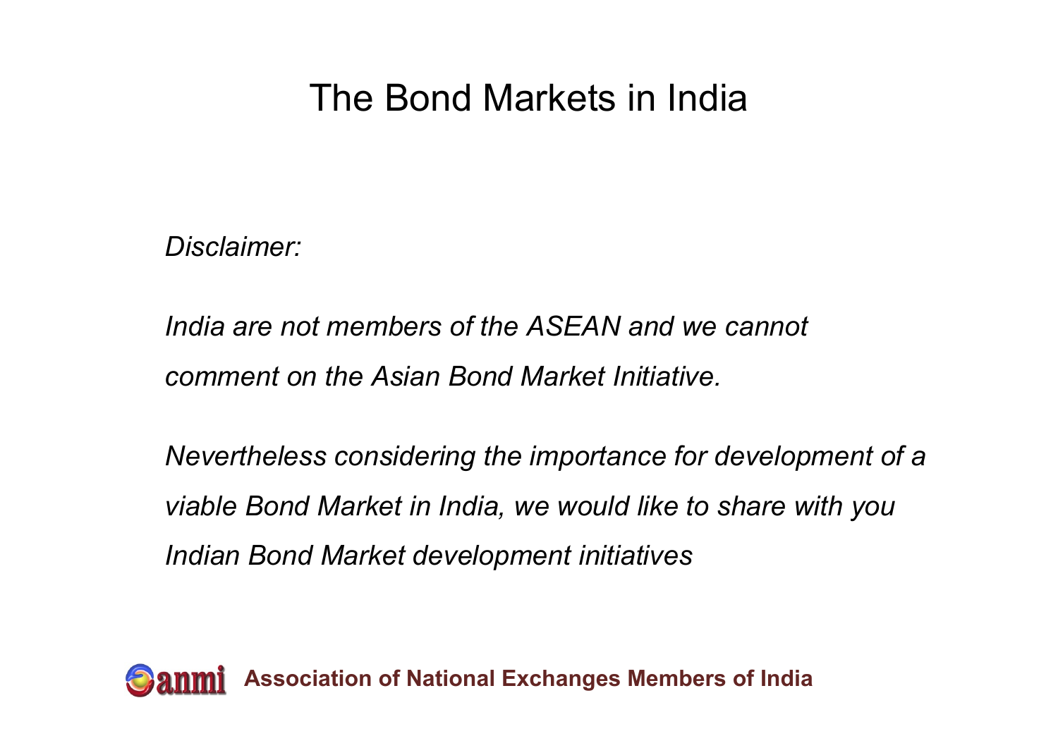# The Bond Markets in India

*Disclaimer:*

*India are not members of the ASEAN and we cannot comment on the Asian Bond Market Initiative.*

*Nevertheless considering the importance for development of a viable Bond Market in India, we would like to share with you Indian Bond Market development initiatives*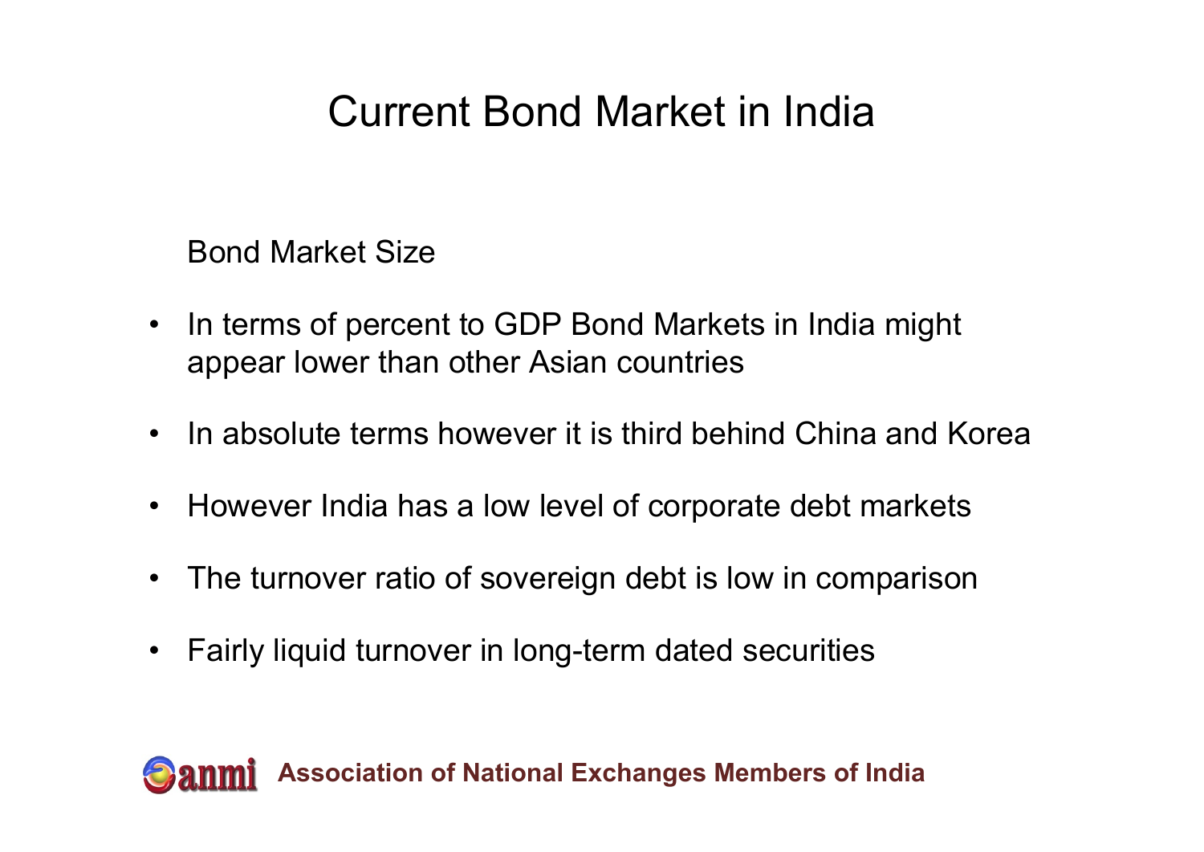# Current Bond Market in India

Bond Market Size

- In terms of percent to GDP Bond Markets in India might appear lower than other Asian countries
- In absolute terms however it is third behind China and Korea
- However India has a low level of corporate debt markets
- The turnover ratio of sovereign debt is low in comparison
- Fairly liquid turnover in long-term dated securities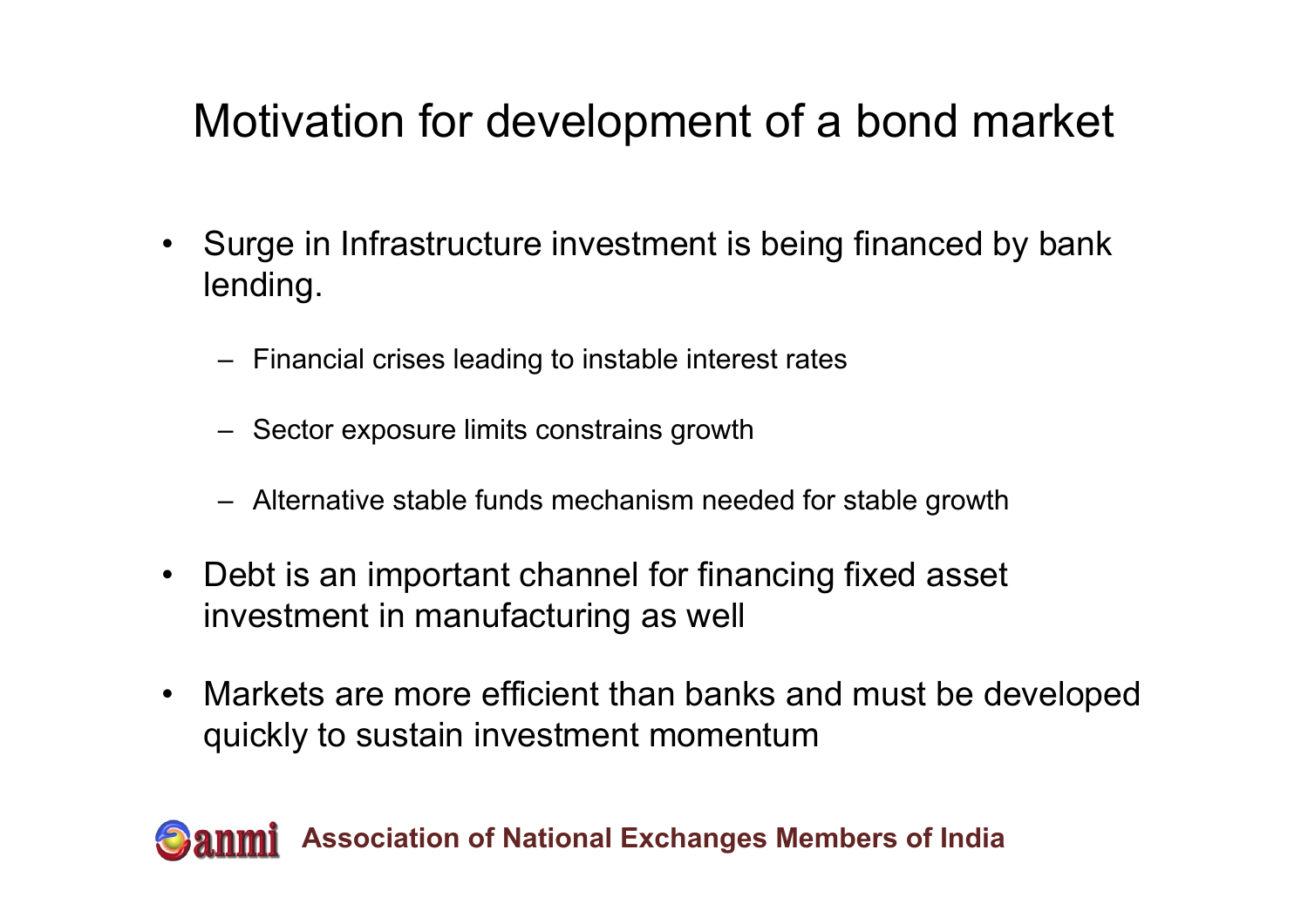# Motivation for development of a bond market

- Surge in Infrastructure investment is being financed by bank lending.
  - Financial crises leading to instable interest rates
  - Sector exposure limits constrains growth
  - Alternative stable funds mechanism needed for stable growth
- Debt is an important channel for financing fixed asset investment in manufacturing as well
- Markets are more efficient than banks and must be developed quickly to sustain investment momentum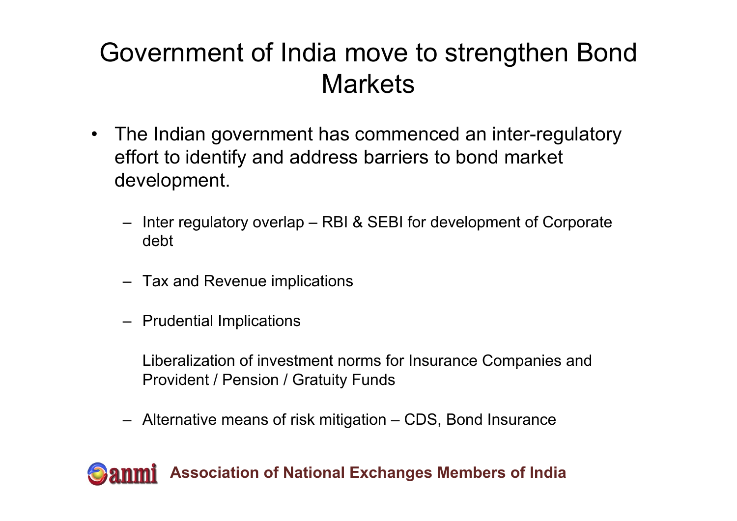# Government of India move to strengthen Bond Markets

- The Indian government has commenced an inter-regulatory effort to identify and address barriers to bond market development.
  - Inter regulatory overlap – RBI & SEBI for development of Corporate debt
  - Tax and Revenue implications
  - Prudential Implications

    Liberalization of investment norms for Insurance Companies and Provident / Pension / Gratuity Funds
  - Alternative means of risk mitigation – CDS, Bond Insurance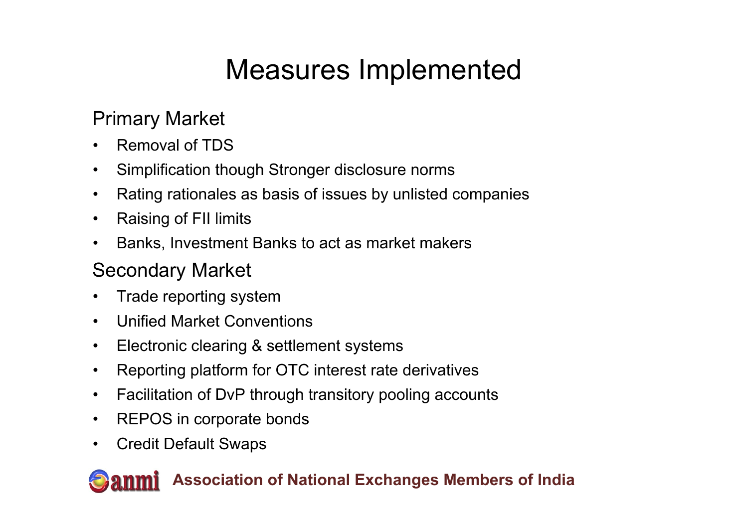# Measures Implemented

## Primary Market

- Removal of TDS
- Simplification though Stronger disclosure norms
- Rating rationales as basis of issues by unlisted companies
- Raising of FII limits
- Banks, Investment Banks to act as market makers

## Secondary Market

- Trade reporting system
- Unified Market Conventions
- Electronic clearing & settlement systems
- Reporting platform for OTC interest rate derivatives
- Facilitation of DvP through transitory pooling accounts
- REPOS in corporate bonds
- Credit Default Swaps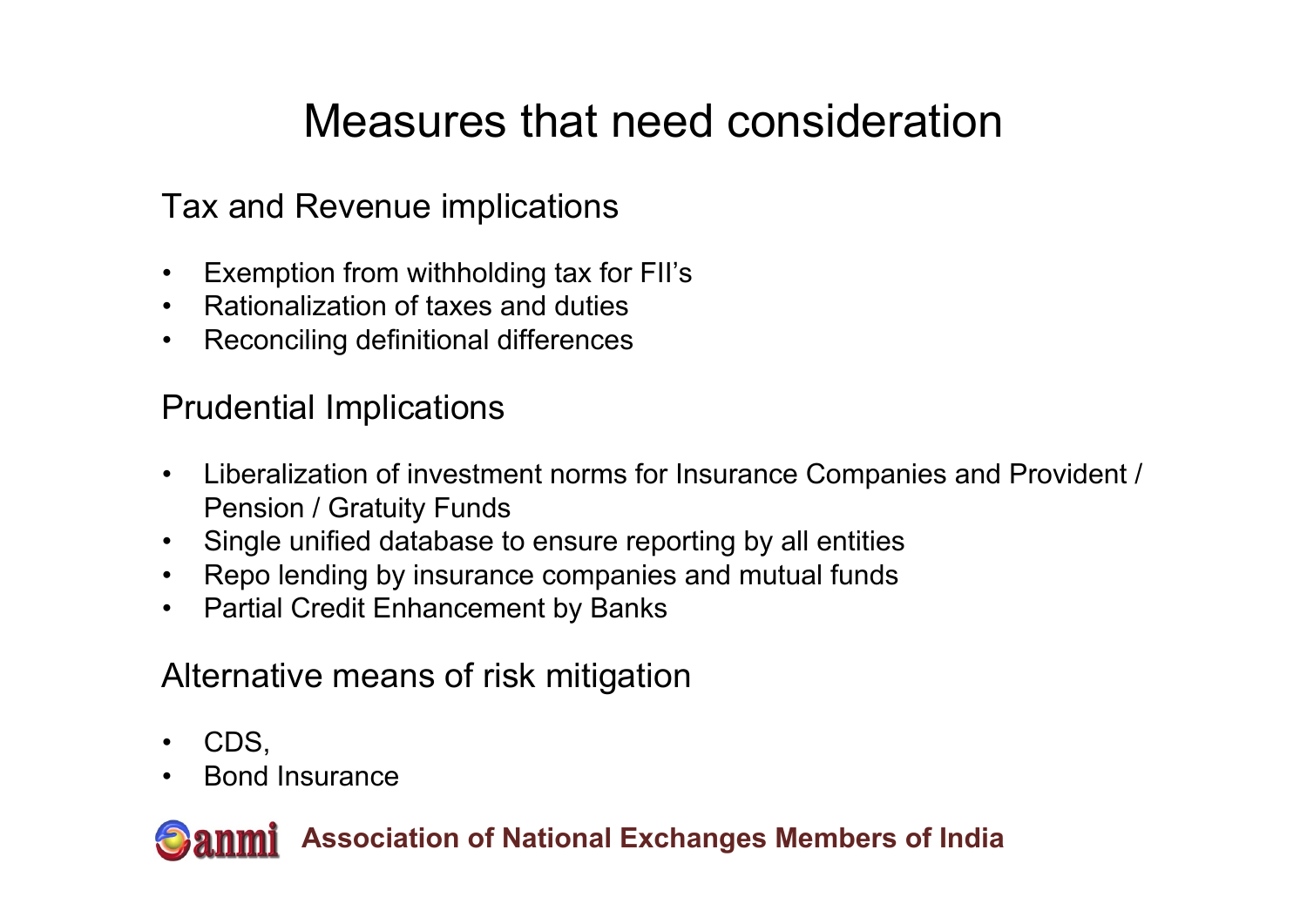# Measures that need consideration

## Tax and Revenue implications

- Exemption from withholding tax for FII's
- Rationalization of taxes and duties
- Reconciling definitional differences

## Prudential Implications

- Liberalization of investment norms for Insurance Companies and Provident / Pension / Gratuity Funds
- Single unified database to ensure reporting by all entities
- Repo lending by insurance companies and mutual funds
- Partial Credit Enhancement by Banks

## Alternative means of risk mitigation

- CDS,
- Bond Insurance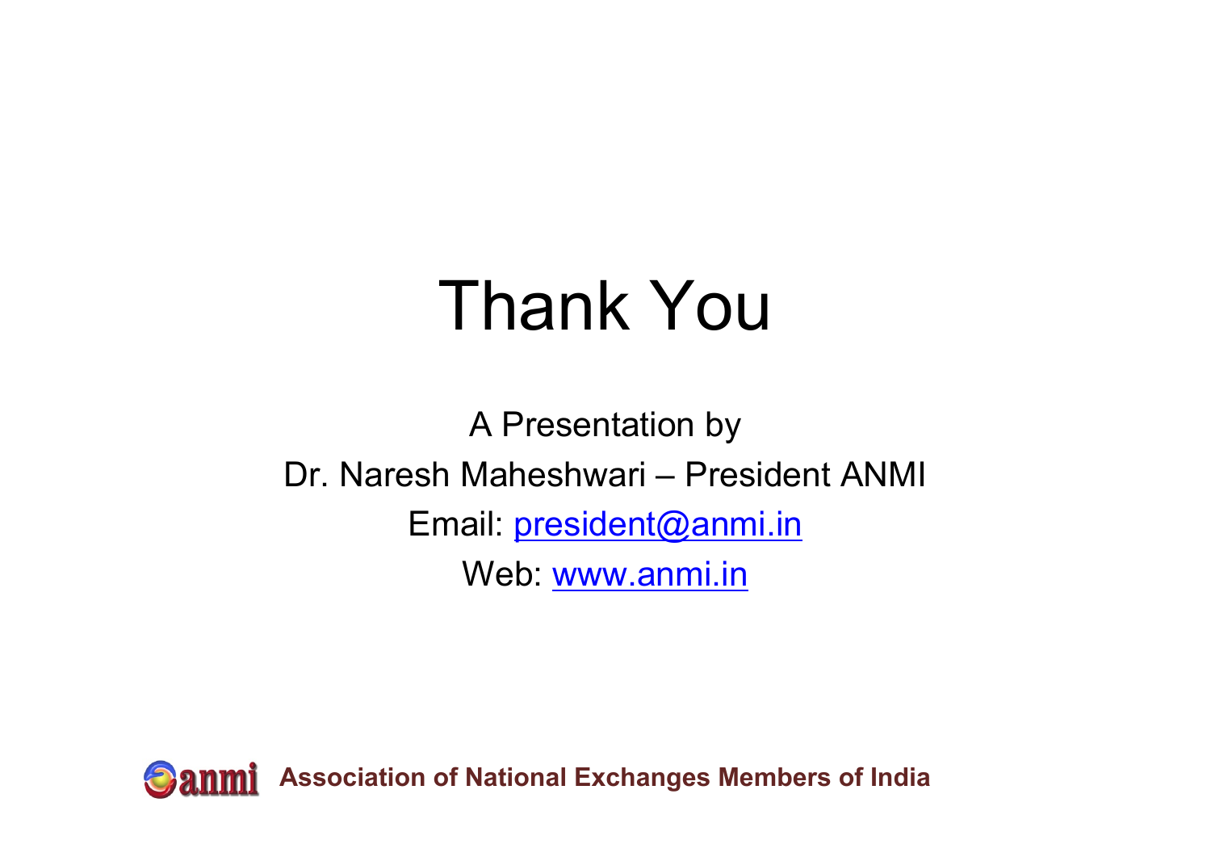# Thank You

A Presentation by

Dr. Naresh Maheshwari – President ANMI

Email: president@anmi.in

Web: www.anmi.in

**Association of National Exchanges Members of India**